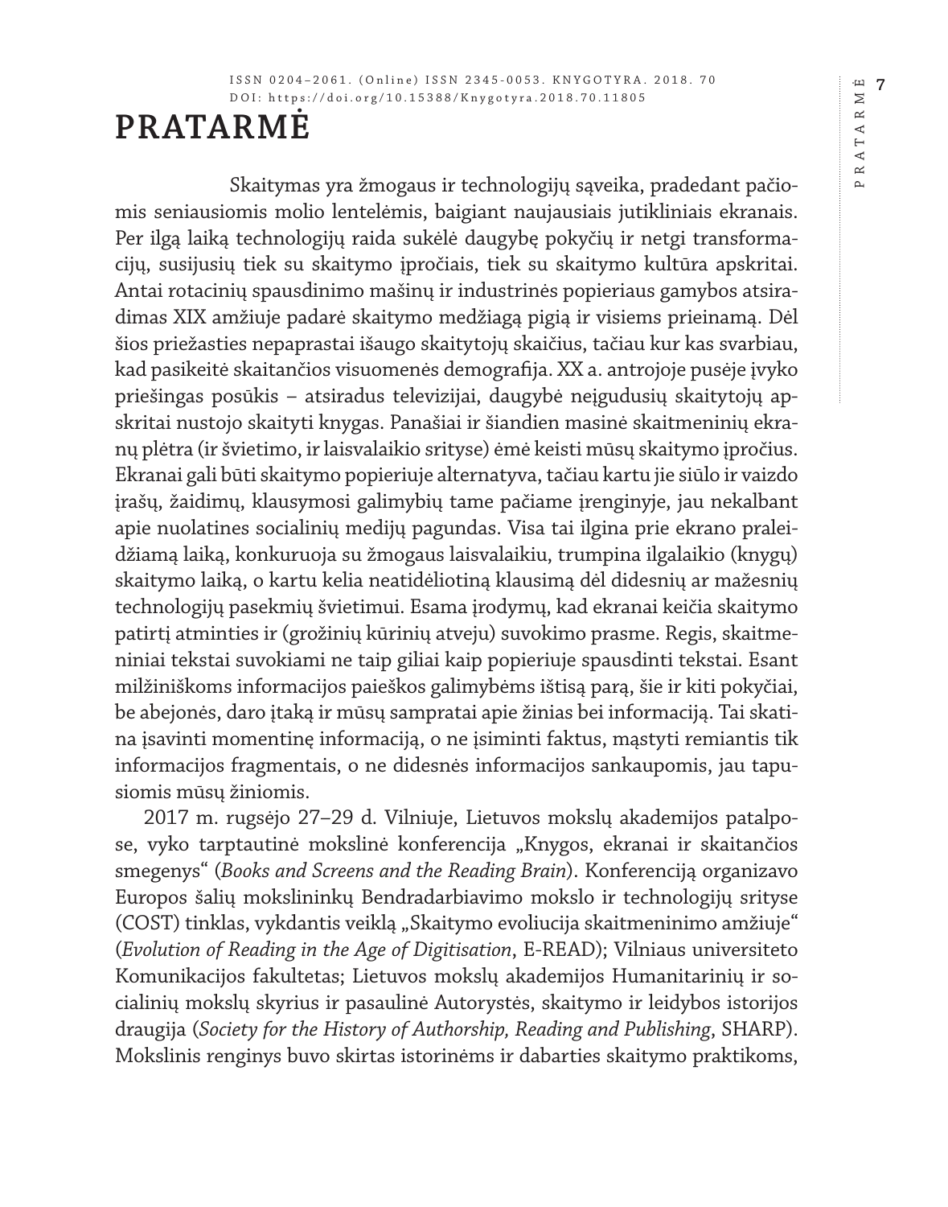# PRATARMĖ

Skaitymas yra žmogaus ir technologijų sąveika, pradedant pačiomis seniausiomis molio lentelėmis, baigiant naujausiais jutikliniais ekranais. Per ilgą laiką technologijų raida sukėlė daugybę pokyčių ir netgi transformacijų, susijusių tiek su skaitymo įpročiais, tiek su skaitymo kultūra apskritai. Antai rotacinių spausdinimo mašinų ir industrinės popieriaus gamybos atsiradimas XIX amžiuje padarė skaitymo medžiagą pigią ir visiems prieinamą. Dėl šios priežasties nepaprastai išaugo skaitytojų skaičius, tačiau kur kas svarbiau, kad pasikeitė skaitančios visuomenės demografija. XX a. antrojoje pusėje įvyko priešingas posūkis – atsiradus televizijai, daugybė neįgudusių skaitytojų apskritai nustojo skaityti knygas. Panašiai ir šiandien masinė skaitmeninių ekranų plėtra (ir švietimo, ir laisvalaikio srityse) ėmė keisti mūsų skaitymo įpročius. Ekranai gali būti skaitymo popieriuje alternatyva, tačiau kartu jie siūlo ir vaizdo įrašų, žaidimų, klausymosi galimybių tame pačiame įrenginyje, jau nekalbant apie nuolatines socialinių medijų pagundas. Visa tai ilgina prie ekrano praleidžiamą laiką, konkuruoja su žmogaus laisvalaikiu, trumpina ilgalaikio (knygų) skaitymo laiką, o kartu kelia neatidėliotiną klausimą dėl didesnių ar mažesnių technologijų pasekmių švietimui. Esama įrodymų, kad ekranai keičia skaitymo patirtį atminties ir (grožinių kūrinių atveju) suvokimo prasme. Regis, skaitmeniniai tekstai suvokiami ne taip giliai kaip popieriuje spausdinti tekstai. Esant milžiniškoms informacijos paieškos galimybėms ištisą parą, šie ir kiti pokyčiai, be abejonės, daro įtaką ir mūsų sampratai apie žinias bei informaciją. Tai skatina įsavinti momentinę informaciją, o ne įsiminti faktus, mąstyti remiantis tik informacijos fragmentais, o ne didesnės informacijos sankaupomis, jau tapusiomis mūsų žiniomis.

2017 m. rugsėjo 27–29 d. Vilniuje, Lietuvos mokslų akademijos patalpose, vyko tarptautinė mokslinė konferencija „Knygos, ekranai ir skaitančios smegenys“ (*Books and Screens and the Reading Brain*). Konferenciją organizavo Europos šalių mokslininkų Bendradarbiavimo mokslo ir technologijų srityse (COST) tinklas, vykdantis veiklą „Skaitymo evoliucija skaitmeninimo amžiuje“ (*Evolution of Reading in the Age of Digitisation*, E-READ); Vilniaus universiteto Komunikacijos fakultetas; Lietuvos mokslų akademijos Humanitarinių ir socialinių mokslų skyrius ir pasaulinė Autorystės, skaitymo ir leidybos istorijos draugija (*Society for the History of Authorship, Reading and Publishing*, SHARP). Mokslinis renginys buvo skirtas istorinėms ir dabarties skaitymo praktikoms,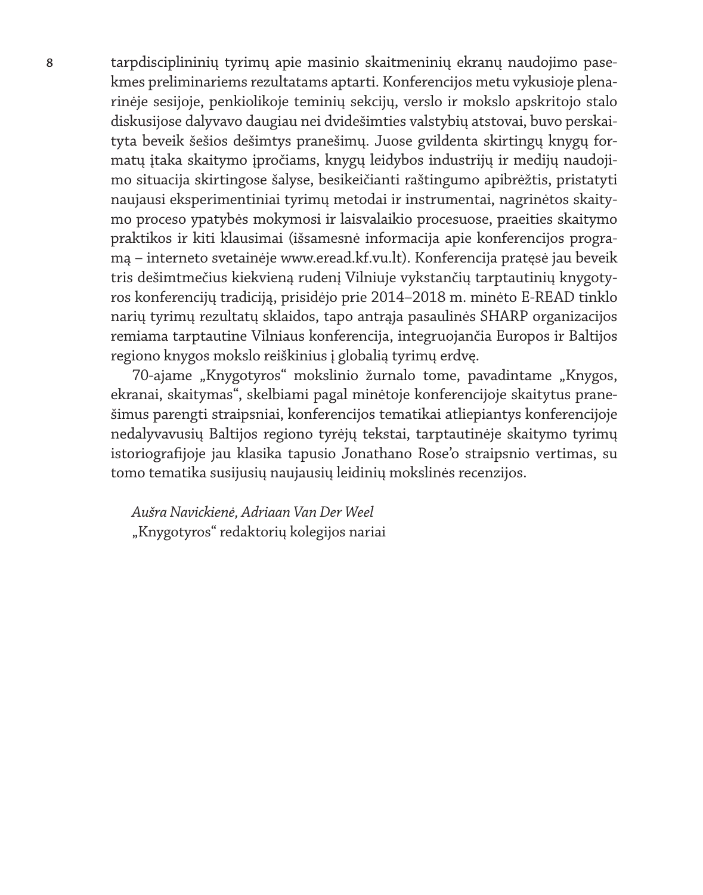tarpdisciplininių tyrimų apie masinio skaitmeninių ekranų naudojimo pasekmes preliminariems rezultatams aptarti. Konferencijos metu vykusioje plenarinėje sesijoje, penkiolikoje teminių sekcijų, verslo ir mokslo apskritojo stalo diskusijose dalyvavo daugiau nei dvidešimties valstybių atstovai, buvo perskaityta beveik šešios dešimtys pranešimų. Juose gvildenta skirtingų knygų formatų įtaka skaitymo įpročiams, knygų leidybos industrijų ir medijų naudojimo situacija skirtingose šalyse, besikeičianti raštingumo apibrėžtis, pristatyti naujausi eksperimentiniai tyrimų metodai ir instrumentai, nagrinėtos skaitymo proceso ypatybės mokymosi ir laisvalaikio procesuose, praeities skaitymo praktikos ir kiti klausimai (išsamesnė informacija apie konferencijos programą – interneto svetainėje www.eread.kf.vu.lt). Konferencija pratęsė jau beveik tris dešimtmečius kiekvieną rudenį Vilniuje vykstančių tarptautinių knygotyros konferencijų tradiciją, prisidėjo prie 2014–2018 m. minėto E-READ tinklo narių tyrimų rezultatų sklaidos, tapo antrąja pasaulinės SHARP organizacijos remiama tarptautine Vilniaus konferencija, integruojančia Europos ir Baltijos regiono knygos mokslo reiškinius į globalią tyrimų erdvę.

70-ajame „Knygotyros“ mokslinio žurnalo tome, pavadintame „Knygos, ekranai, skaitymas“, skelbiami pagal minėtoje konferencijoje skaitytus pranešimus parengti straipsniai, konferencijos tematikai atliepiantys konferencijoje nedalyvavusių Baltijos regiono tyrėjų tekstai, tarptautinėje skaitymo tyrimų istoriografijoje jau klasika tapusio Jonathano Rose'o straipsnio vertimas, su tomo tematika susijusių naujausių leidinių mokslinės recenzijos.

*Aušra Navickienė, Adriaan Van Der Weel*
„Knygotyros“ redaktorių kolegijos nariai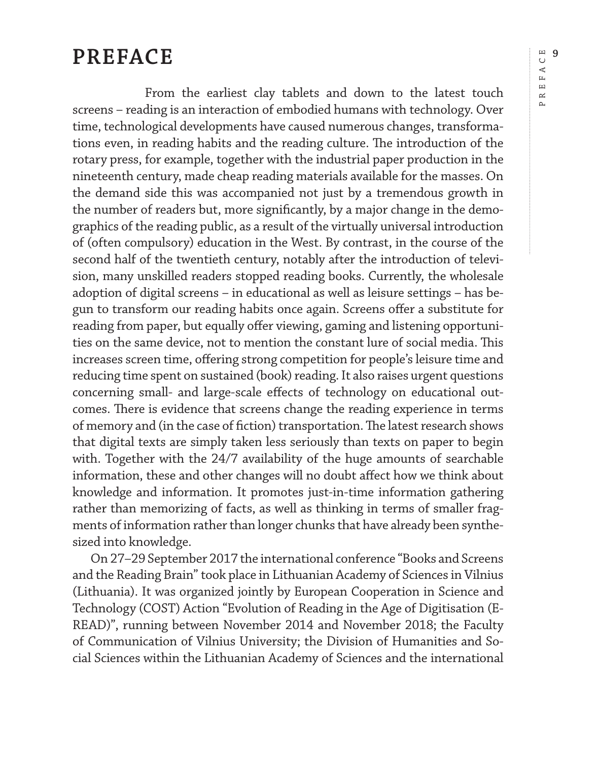# PREFACE

From the earliest clay tablets and down to the latest touch screens – reading is an interaction of embodied humans with technology. Over time, technological developments have caused numerous changes, transformations even, in reading habits and the reading culture. The introduction of the rotary press, for example, together with the industrial paper production in the nineteenth century, made cheap reading materials available for the masses. On the demand side this was accompanied not just by a tremendous growth in the number of readers but, more significantly, by a major change in the demographics of the reading public, as a result of the virtually universal introduction of (often compulsory) education in the West. By contrast, in the course of the second half of the twentieth century, notably after the introduction of television, many unskilled readers stopped reading books. Currently, the wholesale adoption of digital screens – in educational as well as leisure settings – has begun to transform our reading habits once again. Screens offer a substitute for reading from paper, but equally offer viewing, gaming and listening opportunities on the same device, not to mention the constant lure of social media. This increases screen time, offering strong competition for people's leisure time and reducing time spent on sustained (book) reading. It also raises urgent questions concerning small- and large-scale effects of technology on educational outcomes. There is evidence that screens change the reading experience in terms of memory and (in the case of fiction) transportation. The latest research shows that digital texts are simply taken less seriously than texts on paper to begin with. Together with the 24/7 availability of the huge amounts of searchable information, these and other changes will no doubt affect how we think about knowledge and information. It promotes just-in-time information gathering rather than memorizing of facts, as well as thinking in terms of smaller fragments of information rather than longer chunks that have already been synthesized into knowledge.

On 27–29 September 2017 the international conference "Books and Screens and the Reading Brain" took place in Lithuanian Academy of Sciences in Vilnius (Lithuania). It was organized jointly by European Cooperation in Science and Technology (COST) Action "Evolution of Reading in the Age of Digitisation (E-READ)", running between November 2014 and November 2018; the Faculty of Communication of Vilnius University; the Division of Humanities and Social Sciences within the Lithuanian Academy of Sciences and the international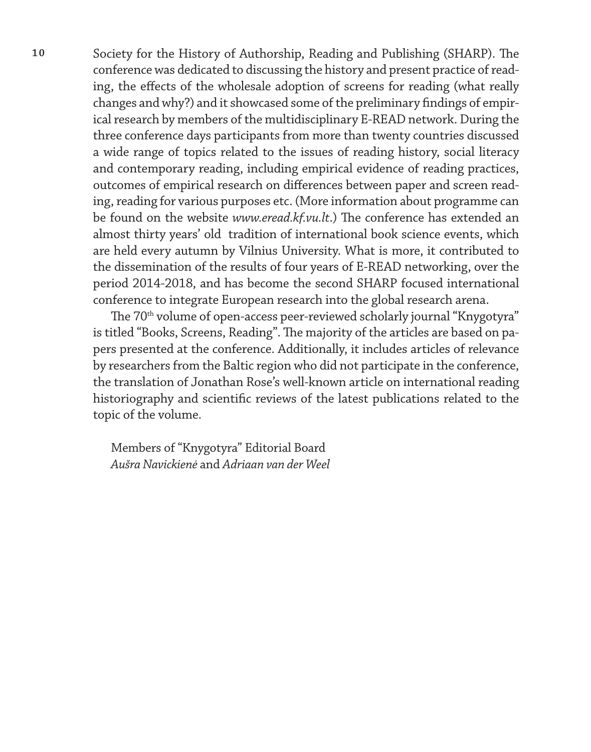Society for the History of Authorship, Reading and Publishing (SHARP). The conference was dedicated to discussing the history and present practice of reading, the effects of the wholesale adoption of screens for reading (what really changes and why?) and it showcased some of the preliminary findings of empirical research by members of the multidisciplinary E-READ network. During the three conference days participants from more than twenty countries discussed a wide range of topics related to the issues of reading history, social literacy and contemporary reading, including empirical evidence of reading practices, outcomes of empirical research on differences between paper and screen reading, reading for various purposes etc. (More information about programme can be found on the website *www.eread.kf.vu.lt*.) The conference has extended an almost thirty years' old tradition of international book science events, which are held every autumn by Vilnius University. What is more, it contributed to the dissemination of the results of four years of E-READ networking, over the period 2014-2018, and has become the second SHARP focused international conference to integrate European research into the global research arena.

The 70th volume of open-access peer-reviewed scholarly journal "Knygotyra" is titled "Books, Screens, Reading". The majority of the articles are based on papers presented at the conference. Additionally, it includes articles of relevance by researchers from the Baltic region who did not participate in the conference, the translation of Jonathan Rose's well-known article on international reading historiography and scientific reviews of the latest publications related to the topic of the volume.

Members of "Knygotyra" Editorial Board
*Aušra Navickienė* and *Adriaan van der Weel*